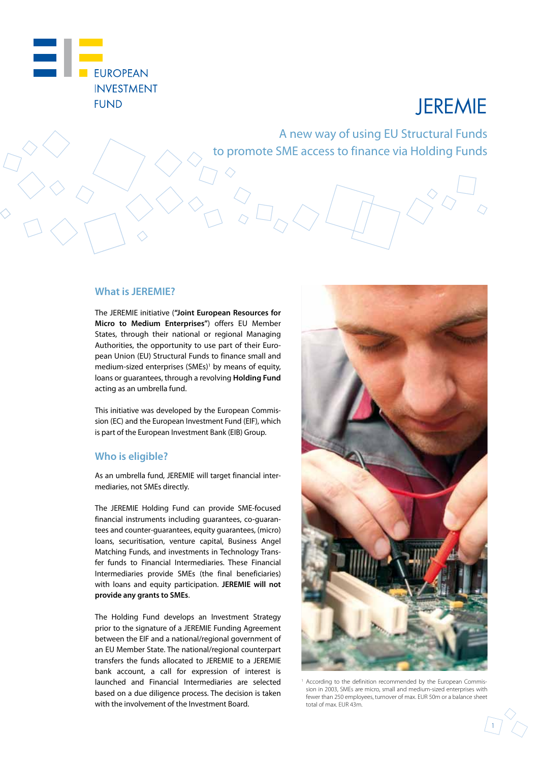EUROPEAN INVESTMENT FUND

# JEREMIE

A new way of using EU Structural Funds to promote SME access to finance via Holding Funds

## What is JEREMIE?

The JEREMIE initiative (**"Joint European Resources for Micro to Medium Enterprises"**) offers EU Member States, through their national or regional Managing Authorities, the opportunity to use part of their European Union (EU) Structural Funds to finance small and medium-sized enterprises (SMEs)[1] by means of equity, loans or guarantees, through a revolving **Holding Fund** acting as an umbrella fund.

This initiative was developed by the European Commission (EC) and the European Investment Fund (EIF), which is part of the European Investment Bank (EIB) Group.

## Who is eligible?

As an umbrella fund, JEREMIE will target financial intermediaries, not SMEs directly.

The JEREMIE Holding Fund can provide SME-focused financial instruments including guarantees, co-guarantees and counter-guarantees, equity guarantees, (micro) loans, securitisation, venture capital, Business Angel Matching Funds, and investments in Technology Transfer funds to Financial Intermediaries. These Financial Intermediaries provide SMEs (the final beneficiaries) with loans and equity participation. **JEREMIE will not provide any grants to SMEs**.

The Holding Fund develops an Investment Strategy prior to the signature of a JEREMIE Funding Agreement between the EIF and a national/regional government of an EU Member State. The national/regional counterpart transfers the funds allocated to JEREMIE to a JEREMIE bank account, a call for expression of interest is launched and Financial Intermediaries are selected based on a due diligence process. The decision is taken with the involvement of the Investment Board.

[1] According to the definition recommended by the European Commission in 2003, SMEs are micro, small and medium-sized enterprises with fewer than 250 employees, turnover of max. EUR 50m or a balance sheet total of max. EUR 43m.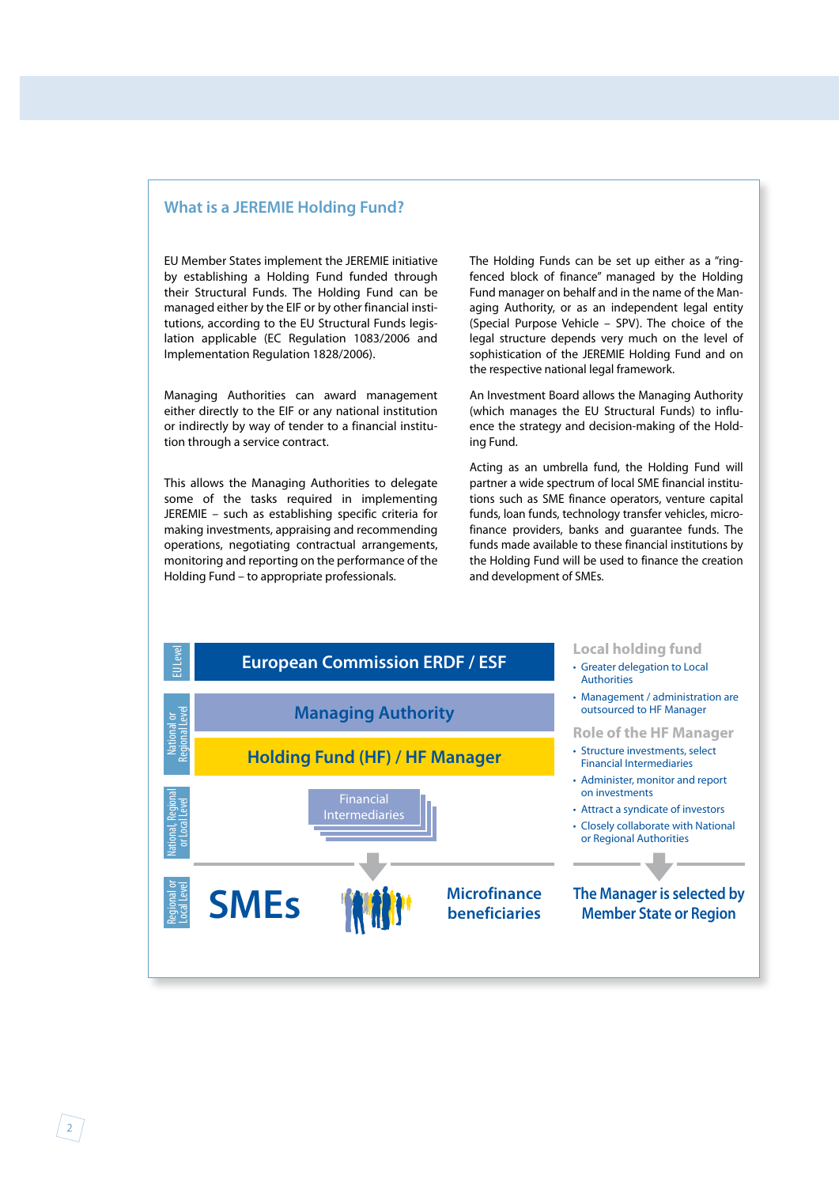## What is a JEREMIE Holding Fund?

EU Member States implement the JEREMIE initiative by establishing a Holding Fund funded through their Structural Funds. The Holding Fund can be managed either by the EIF or by other financial institutions, according to the EU Structural Funds legislation applicable (EC Regulation 1083/2006 and Implementation Regulation 1828/2006).

Managing Authorities can award management either directly to the EIF or any national institution or indirectly by way of tender to a financial institution through a service contract.

This allows the Managing Authorities to delegate some of the tasks required in implementing JEREMIE – such as establishing specific criteria for making investments, appraising and recommending operations, negotiating contractual arrangements, monitoring and reporting on the performance of the Holding Fund – to appropriate professionals.

The Holding Funds can be set up either as a "ring-fenced block of finance" managed by the Holding Fund manager on behalf and in the name of the Managing Authority, or as an independent legal entity (Special Purpose Vehicle – SPV). The choice of the legal structure depends very much on the level of sophistication of the JEREMIE Holding Fund and on the respective national legal framework.

An Investment Board allows the Managing Authority (which manages the EU Structural Funds) to influence the strategy and decision-making of the Holding Fund.

Acting as an umbrella fund, the Holding Fund will partner a wide spectrum of local SME financial institutions such as SME finance operators, venture capital funds, loan funds, technology transfer vehicles, microfinance providers, banks and guarantee funds. The funds made available to these financial institutions by the Holding Fund will be used to finance the creation and development of SMEs.

EU Level — European Commission ERDF / ESF

National or Regional Level — Managing Authority

Holding Fund (HF) / HF Manager

National, Regional or Local Level — Financial Intermediaries

Regional or Local Level — SMEs | Microfinance beneficiaries

### Local holding fund

- Greater delegation to Local Authorities
- Management / administration are outsourced to HF Manager

### Role of the HF Manager

- Structure investments, select Financial Intermediaries
- Administer, monitor and report on investments
- Attract a syndicate of investors
- Closely collaborate with National or Regional Authorities

**The Manager is selected by Member State or Region**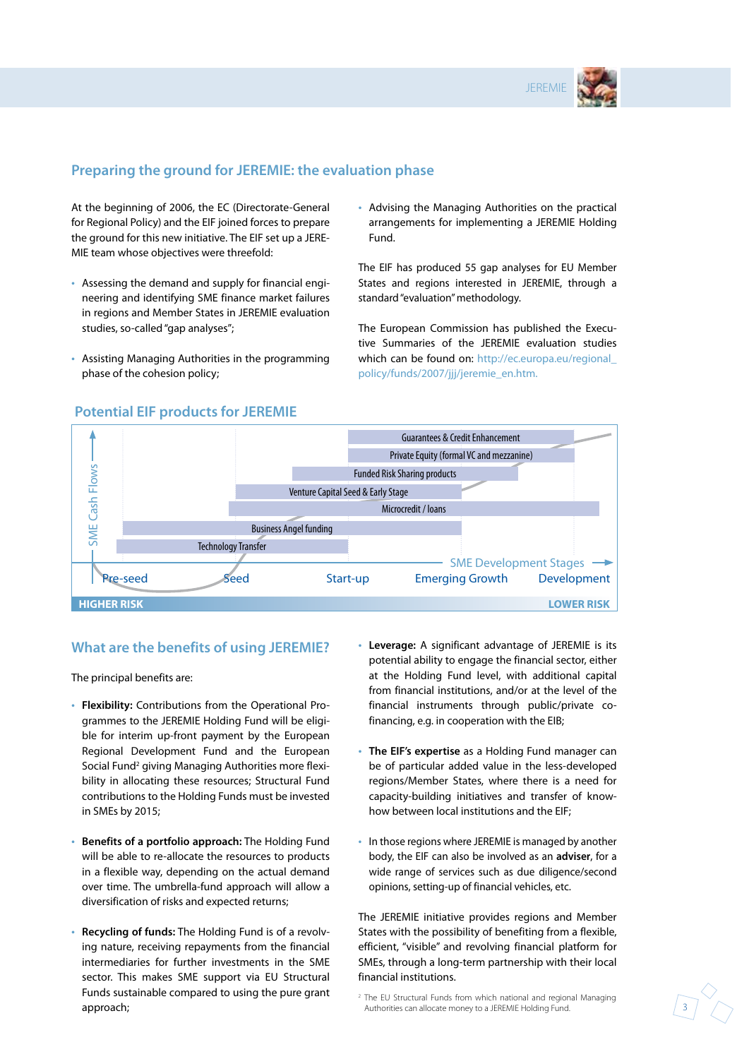## Preparing the ground for JEREMIE: the evaluation phase

At the beginning of 2006, the EC (Directorate-General for Regional Policy) and the EIF joined forces to prepare the ground for this new initiative. The EIF set up a JEREMIE team whose objectives were threefold:

- Assessing the demand and supply for financial engineering and identifying SME finance market failures in regions and Member States in JEREMIE evaluation studies, so-called "gap analyses";
- Assisting Managing Authorities in the programming phase of the cohesion policy;
- Advising the Managing Authorities on the practical arrangements for implementing a JEREMIE Holding Fund.

The EIF has produced 55 gap analyses for EU Member States and regions interested in JEREMIE, through a standard "evaluation" methodology.

The European Commission has published the Executive Summaries of the JEREMIE evaluation studies which can be found on: http://ec.europa.eu/regional_policy/funds/2007/jjj/jeremie_en.htm.

## Potential EIF products for JEREMIE

SME Cash Flows

- Guarantees & Credit Enhancement
- Private Equity (formal VC and mezzanine)
- Funded Risk Sharing products
- Venture Capital Seed & Early Stage
- Microcredit / loans
- Business Angel funding
- Technology Transfer

SME Development Stages: Pre-seed, Seed, Start-up, Emerging Growth, Development

HIGHER RISK — LOWER RISK

## What are the benefits of using JEREMIE?

The principal benefits are:

- **Flexibility:** Contributions from the Operational Programmes to the JEREMIE Holding Fund will be eligible for interim up-front payment by the European Regional Development Fund and the European Social Fund[2] giving Managing Authorities more flexibility in allocating these resources; Structural Fund contributions to the Holding Funds must be invested in SMEs by 2015;
- **Benefits of a portfolio approach:** The Holding Fund will be able to re-allocate the resources to products in a flexible way, depending on the actual demand over time. The umbrella-fund approach will allow a diversification of risks and expected returns;
- **Recycling of funds:** The Holding Fund is of a revolving nature, receiving repayments from the financial intermediaries for further investments in the SME sector. This makes SME support via EU Structural Funds sustainable compared to using the pure grant approach;
- **Leverage:** A significant advantage of JEREMIE is its potential ability to engage the financial sector, either at the Holding Fund level, with additional capital from financial institutions, and/or at the level of the financial instruments through public/private co-financing, e.g. in cooperation with the EIB;
- **The EIF's expertise** as a Holding Fund manager can be of particular added value in the less-developed regions/Member States, where there is a need for capacity-building initiatives and transfer of know-how between local institutions and the EIF;
- In those regions where JEREMIE is managed by another body, the EIF can also be involved as an **adviser**, for a wide range of services such as due diligence/second opinions, setting-up of financial vehicles, etc.

The JEREMIE initiative provides regions and Member States with the possibility of benefiting from a flexible, efficient, "visible" and revolving financial platform for SMEs, through a long-term partnership with their local financial institutions.

[2] The EU Structural Funds from which national and regional Managing Authorities can allocate money to a JEREMIE Holding Fund.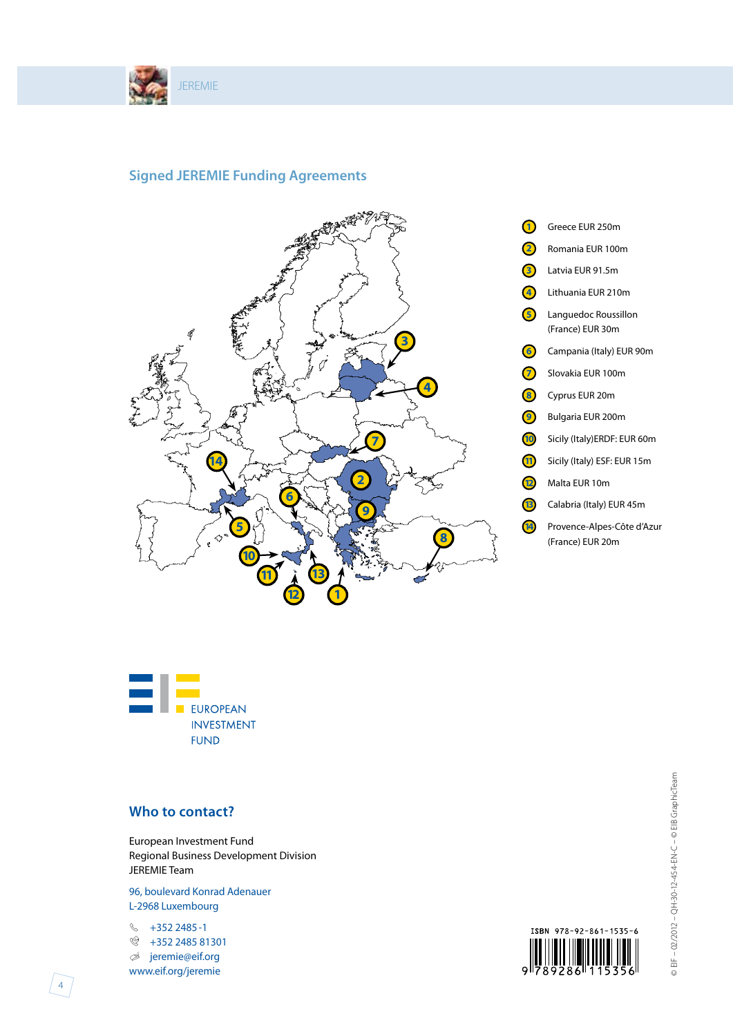## Signed JEREMIE Funding Agreements

1. Greece EUR 250m
2. Romania EUR 100m
3. Latvia EUR 91.5m
4. Lithuania EUR 210m
5. Languedoc Roussillon (France) EUR 30m
6. Campania (Italy) EUR 90m
7. Slovakia EUR 100m
8. Cyprus EUR 20m
9. Bulgaria EUR 200m
10. Sicily (Italy)ERDF: EUR 60m
11. Sicily (Italy) ESF: EUR 15m
12. Malta EUR 10m
13. Calabria (Italy) EUR 45m
14. Provence-Alpes-Côte d'Azur (France) EUR 20m

EUROPEAN INVESTMENT FUND

## Who to contact?

European Investment Fund
Regional Business Development Division
JEREMIE Team

96, boulevard Konrad Adenauer
L-2968 Luxembourg

+352 2485 -1
+352 2485 81301
jeremie@eif.org
www.eif.org/jeremie

ISBN 978-92-861-1535-6

© EIF – 02/2012 – QH-30-12-454-EN-C – © EIB GraphicTeam